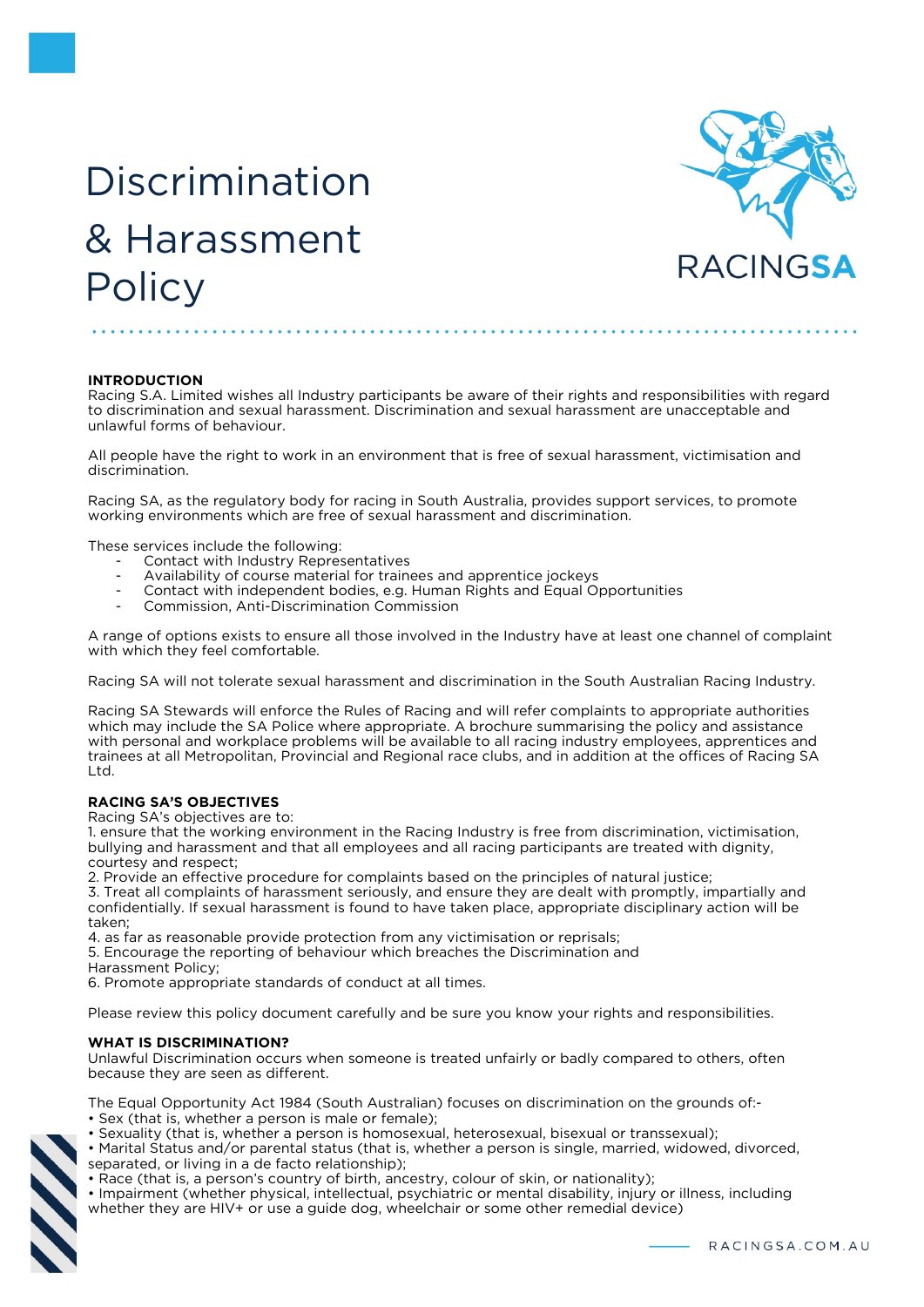# Discrimination & Harassment Policy

RACINGSA

## INTRODUCTION

Racing S.A. Limited wishes all Industry participants be aware of their rights and responsibilities with regard to discrimination and sexual harassment. Discrimination and sexual harassment are unacceptable and unlawful forms of behaviour.

All people have the right to work in an environment that is free of sexual harassment, victimisation and discrimination.

Racing SA, as the regulatory body for racing in South Australia, provides support services, to promote working environments which are free of sexual harassment and discrimination.

These services include the following:

- Contact with Industry Representatives
- Availability of course material for trainees and apprentice jockeys
- Contact with independent bodies, e.g. Human Rights and Equal Opportunities
- Commission, Anti-Discrimination Commission

A range of options exists to ensure all those involved in the Industry have at least one channel of complaint with which they feel comfortable.

Racing SA will not tolerate sexual harassment and discrimination in the South Australian Racing Industry.

Racing SA Stewards will enforce the Rules of Racing and will refer complaints to appropriate authorities which may include the SA Police where appropriate. A brochure summarising the policy and assistance with personal and workplace problems will be available to all racing industry employees, apprentices and trainees at all Metropolitan, Provincial and Regional race clubs, and in addition at the offices of Racing SA Ltd.

## RACING SA'S OBJECTIVES

Racing SA's objectives are to:

1. ensure that the working environment in the Racing Industry is free from discrimination, victimisation, bullying and harassment and that all employees and all racing participants are treated with dignity, courtesy and respect;
2. Provide an effective procedure for complaints based on the principles of natural justice;
3. Treat all complaints of harassment seriously, and ensure they are dealt with promptly, impartially and confidentially. If sexual harassment is found to have taken place, appropriate disciplinary action will be taken;
4. as far as reasonable provide protection from any victimisation or reprisals;
5. Encourage the reporting of behaviour which breaches the Discrimination and Harassment Policy;
6. Promote appropriate standards of conduct at all times.

Please review this policy document carefully and be sure you know your rights and responsibilities.

## WHAT IS DISCRIMINATION?

Unlawful Discrimination occurs when someone is treated unfairly or badly compared to others, often because they are seen as different.

The Equal Opportunity Act 1984 (South Australian) focuses on discrimination on the grounds of:-

- Sex (that is, whether a person is male or female);
- Sexuality (that is, whether a person is homosexual, heterosexual, bisexual or transsexual);
- Marital Status and/or parental status (that is, whether a person is single, married, widowed, divorced, separated, or living in a de facto relationship);
- Race (that is, a person's country of birth, ancestry, colour of skin, or nationality);
- Impairment (whether physical, intellectual, psychiatric or mental disability, injury or illness, including whether they are HIV+ or use a guide dog, wheelchair or some other remedial device)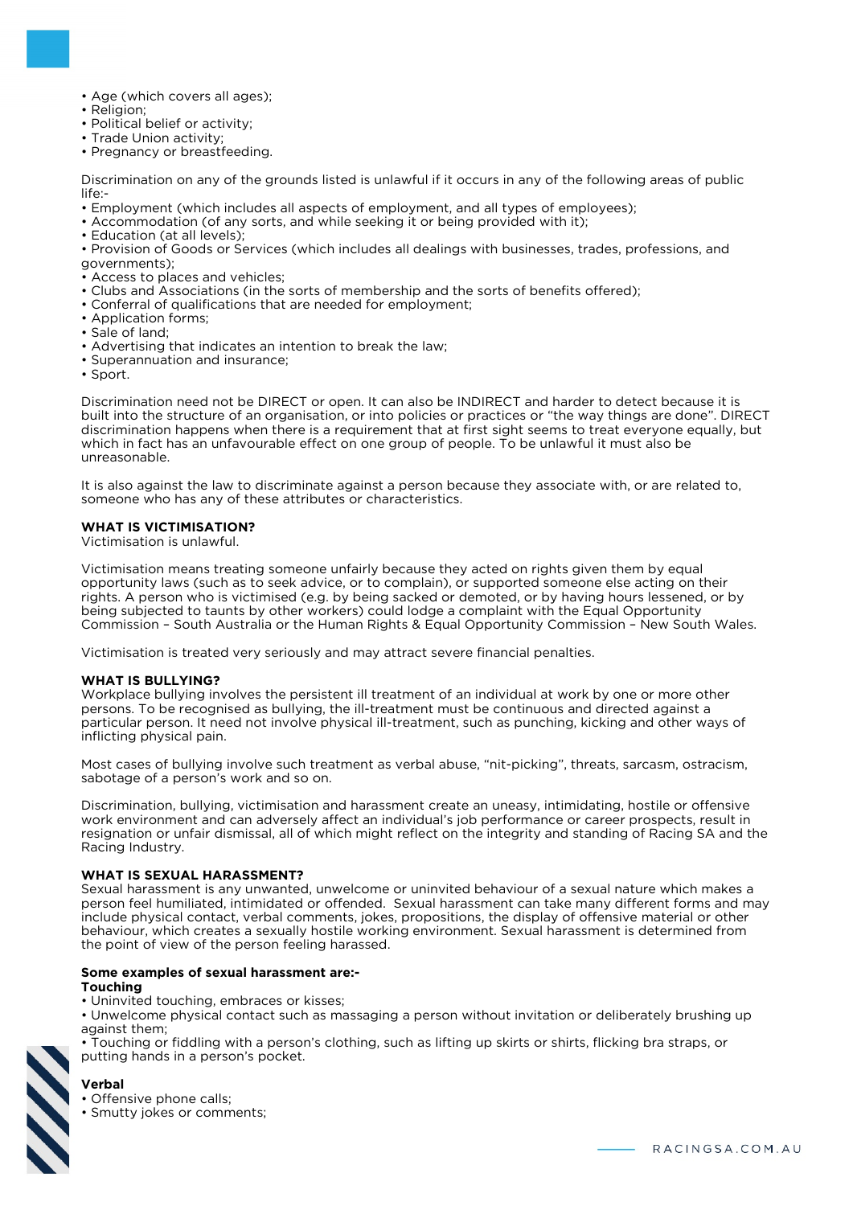- Age (which covers all ages);
- Religion;
- Political belief or activity;
- Trade Union activity;
- Pregnancy or breastfeeding.

Discrimination on any of the grounds listed is unlawful if it occurs in any of the following areas of public life:-

- Employment (which includes all aspects of employment, and all types of employees);
- Accommodation (of any sorts, and while seeking it or being provided with it);
- Education (at all levels);
- Provision of Goods or Services (which includes all dealings with businesses, trades, professions, and governments);
- Access to places and vehicles;
- Clubs and Associations (in the sorts of membership and the sorts of benefits offered);
- Conferral of qualifications that are needed for employment;
- Application forms;
- Sale of land;
- Advertising that indicates an intention to break the law;
- Superannuation and insurance;
- Sport.

Discrimination need not be DIRECT or open. It can also be INDIRECT and harder to detect because it is built into the structure of an organisation, or into policies or practices or "the way things are done". DIRECT discrimination happens when there is a requirement that at first sight seems to treat everyone equally, but which in fact has an unfavourable effect on one group of people. To be unlawful it must also be unreasonable.

It is also against the law to discriminate against a person because they associate with, or are related to, someone who has any of these attributes or characteristics.

**WHAT IS VICTIMISATION?**

Victimisation is unlawful.

Victimisation means treating someone unfairly because they acted on rights given them by equal opportunity laws (such as to seek advice, or to complain), or supported someone else acting on their rights. A person who is victimised (e.g. by being sacked or demoted, or by having hours lessened, or by being subjected to taunts by other workers) could lodge a complaint with the Equal Opportunity Commission – South Australia or the Human Rights & Equal Opportunity Commission – New South Wales.

Victimisation is treated very seriously and may attract severe financial penalties.

**WHAT IS BULLYING?**

Workplace bullying involves the persistent ill treatment of an individual at work by one or more other persons. To be recognised as bullying, the ill-treatment must be continuous and directed against a particular person. It need not involve physical ill-treatment, such as punching, kicking and other ways of inflicting physical pain.

Most cases of bullying involve such treatment as verbal abuse, "nit-picking", threats, sarcasm, ostracism, sabotage of a person's work and so on.

Discrimination, bullying, victimisation and harassment create an uneasy, intimidating, hostile or offensive work environment and can adversely affect an individual's job performance or career prospects, result in resignation or unfair dismissal, all of which might reflect on the integrity and standing of Racing SA and the Racing Industry.

**WHAT IS SEXUAL HARASSMENT?**

Sexual harassment is any unwanted, unwelcome or uninvited behaviour of a sexual nature which makes a person feel humiliated, intimidated or offended. Sexual harassment can take many different forms and may include physical contact, verbal comments, jokes, propositions, the display of offensive material or other behaviour, which creates a sexually hostile working environment. Sexual harassment is determined from the point of view of the person feeling harassed.

**Some examples of sexual harassment are:-**

**Touching**

- Uninvited touching, embraces or kisses;
- Unwelcome physical contact such as massaging a person without invitation or deliberately brushing up against them;
- Touching or fiddling with a person's clothing, such as lifting up skirts or shirts, flicking bra straps, or putting hands in a person's pocket.

**Verbal**

- Offensive phone calls;
- Smutty jokes or comments;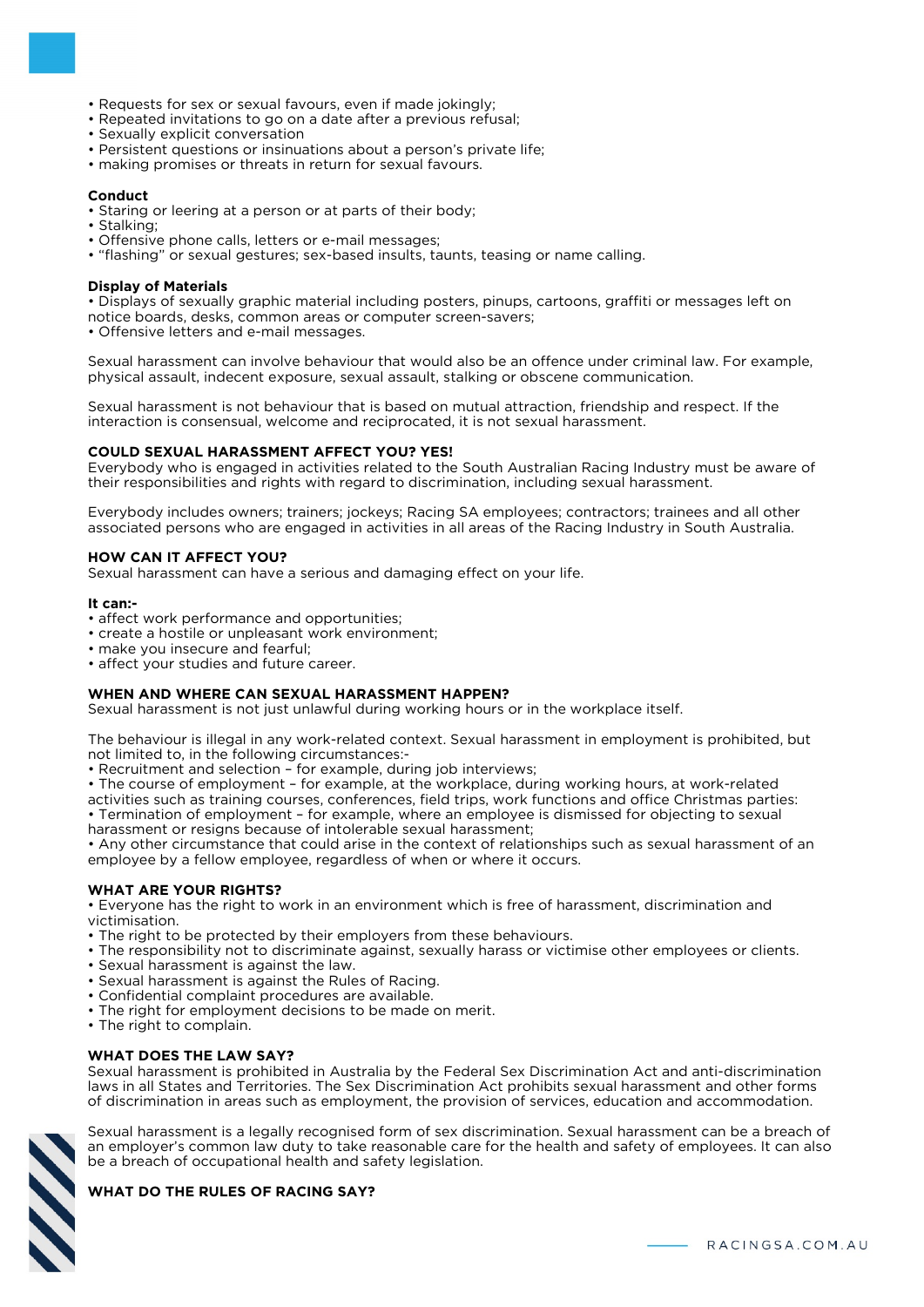- Requests for sex or sexual favours, even if made jokingly;
- Repeated invitations to go on a date after a previous refusal;
- Sexually explicit conversation
- Persistent questions or insinuations about a person's private life;
- making promises or threats in return for sexual favours.

**Conduct**

- Staring or leering at a person or at parts of their body;
- Stalking;
- Offensive phone calls, letters or e-mail messages;
- "flashing" or sexual gestures; sex-based insults, taunts, teasing or name calling.

**Display of Materials**

- Displays of sexually graphic material including posters, pinups, cartoons, graffiti or messages left on notice boards, desks, common areas or computer screen-savers;
- Offensive letters and e-mail messages.

Sexual harassment can involve behaviour that would also be an offence under criminal law. For example, physical assault, indecent exposure, sexual assault, stalking or obscene communication.

Sexual harassment is not behaviour that is based on mutual attraction, friendship and respect. If the interaction is consensual, welcome and reciprocated, it is not sexual harassment.

**COULD SEXUAL HARASSMENT AFFECT YOU? YES!**

Everybody who is engaged in activities related to the South Australian Racing Industry must be aware of their responsibilities and rights with regard to discrimination, including sexual harassment.

Everybody includes owners; trainers; jockeys; Racing SA employees; contractors; trainees and all other associated persons who are engaged in activities in all areas of the Racing Industry in South Australia.

**HOW CAN IT AFFECT YOU?**

Sexual harassment can have a serious and damaging effect on your life.

**It can:-**

- affect work performance and opportunities;
- create a hostile or unpleasant work environment;
- make you insecure and fearful;
- affect your studies and future career.

**WHEN AND WHERE CAN SEXUAL HARASSMENT HAPPEN?**

Sexual harassment is not just unlawful during working hours or in the workplace itself.

The behaviour is illegal in any work-related context. Sexual harassment in employment is prohibited, but not limited to, in the following circumstances:-

- Recruitment and selection – for example, during job interviews;
- The course of employment – for example, at the workplace, during working hours, at work-related activities such as training courses, conferences, field trips, work functions and office Christmas parties:
- Termination of employment – for example, where an employee is dismissed for objecting to sexual harassment or resigns because of intolerable sexual harassment;
- Any other circumstance that could arise in the context of relationships such as sexual harassment of an employee by a fellow employee, regardless of when or where it occurs.

**WHAT ARE YOUR RIGHTS?**

- Everyone has the right to work in an environment which is free of harassment, discrimination and victimisation.
- The right to be protected by their employers from these behaviours.
- The responsibility not to discriminate against, sexually harass or victimise other employees or clients.
- Sexual harassment is against the law.
- Sexual harassment is against the Rules of Racing.
- Confidential complaint procedures are available.
- The right for employment decisions to be made on merit.
- The right to complain.

**WHAT DOES THE LAW SAY?**

Sexual harassment is prohibited in Australia by the Federal Sex Discrimination Act and anti-discrimination laws in all States and Territories. The Sex Discrimination Act prohibits sexual harassment and other forms of discrimination in areas such as employment, the provision of services, education and accommodation.

Sexual harassment is a legally recognised form of sex discrimination. Sexual harassment can be a breach of an employer's common law duty to take reasonable care for the health and safety of employees. It can also be a breach of occupational health and safety legislation.

**WHAT DO THE RULES OF RACING SAY?**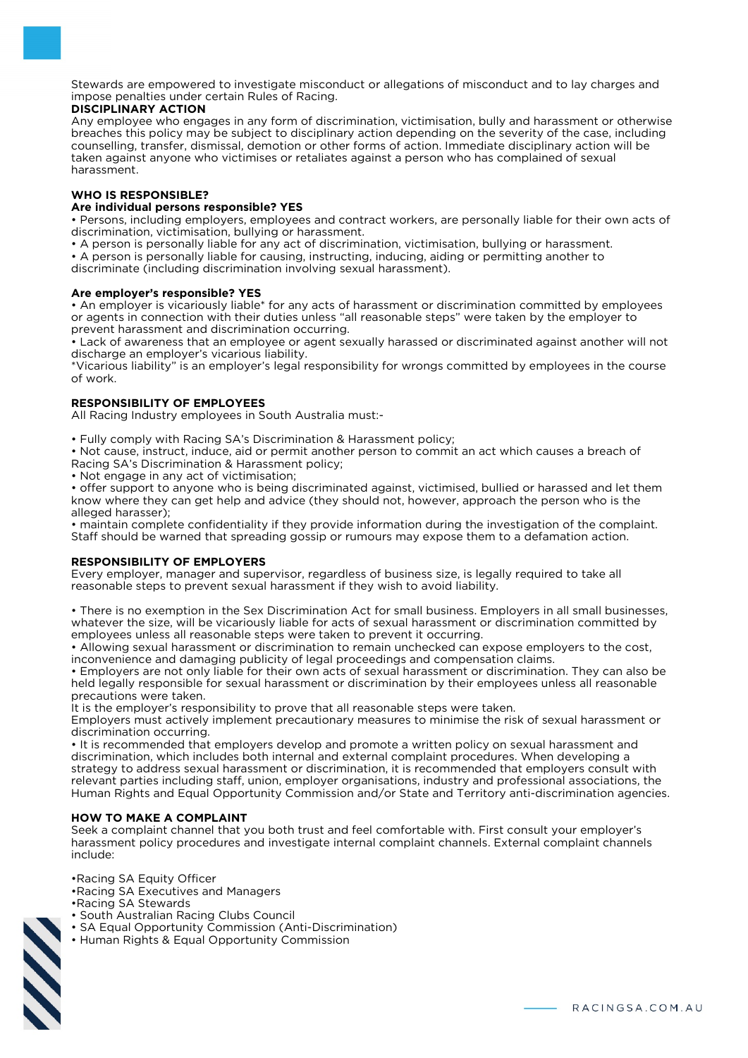Stewards are empowered to investigate misconduct or allegations of misconduct and to lay charges and impose penalties under certain Rules of Racing.

**DISCIPLINARY ACTION**

Any employee who engages in any form of discrimination, victimisation, bully and harassment or otherwise breaches this policy may be subject to disciplinary action depending on the severity of the case, including counselling, transfer, dismissal, demotion or other forms of action. Immediate disciplinary action will be taken against anyone who victimises or retaliates against a person who has complained of sexual harassment.

**WHO IS RESPONSIBLE?**

**Are individual persons responsible? YES**

- Persons, including employers, employees and contract workers, are personally liable for their own acts of discrimination, victimisation, bullying or harassment.
- A person is personally liable for any act of discrimination, victimisation, bullying or harassment.
- A person is personally liable for causing, instructing, inducing, aiding or permitting another to discriminate (including discrimination involving sexual harassment).

**Are employer's responsible? YES**

- An employer is vicariously liable* for any acts of harassment or discrimination committed by employees or agents in connection with their duties unless "all reasonable steps" were taken by the employer to prevent harassment and discrimination occurring.
- Lack of awareness that an employee or agent sexually harassed or discriminated against another will not discharge an employer's vicarious liability.

*Vicarious liability" is an employer's legal responsibility for wrongs committed by employees in the course of work.

**RESPONSIBILITY OF EMPLOYEES**

All Racing Industry employees in South Australia must:-

- Fully comply with Racing SA's Discrimination & Harassment policy;
- Not cause, instruct, induce, aid or permit another person to commit an act which causes a breach of Racing SA's Discrimination & Harassment policy;
- Not engage in any act of victimisation;
- offer support to anyone who is being discriminated against, victimised, bullied or harassed and let them know where they can get help and advice (they should not, however, approach the person who is the alleged harasser);
- maintain complete confidentiality if they provide information during the investigation of the complaint. Staff should be warned that spreading gossip or rumours may expose them to a defamation action.

**RESPONSIBILITY OF EMPLOYERS**

Every employer, manager and supervisor, regardless of business size, is legally required to take all reasonable steps to prevent sexual harassment if they wish to avoid liability.

- There is no exemption in the Sex Discrimination Act for small business. Employers in all small businesses, whatever the size, will be vicariously liable for acts of sexual harassment or discrimination committed by employees unless all reasonable steps were taken to prevent it occurring.
- Allowing sexual harassment or discrimination to remain unchecked can expose employers to the cost, inconvenience and damaging publicity of legal proceedings and compensation claims.
- Employers are not only liable for their own acts of sexual harassment or discrimination. They can also be held legally responsible for sexual harassment or discrimination by their employees unless all reasonable precautions were taken.

It is the employer's responsibility to prove that all reasonable steps were taken.

Employers must actively implement precautionary measures to minimise the risk of sexual harassment or discrimination occurring.

- It is recommended that employers develop and promote a written policy on sexual harassment and discrimination, which includes both internal and external complaint procedures. When developing a strategy to address sexual harassment or discrimination, it is recommended that employers consult with relevant parties including staff, union, employer organisations, industry and professional associations, the Human Rights and Equal Opportunity Commission and/or State and Territory anti-discrimination agencies.

**HOW TO MAKE A COMPLAINT**

Seek a complaint channel that you both trust and feel comfortable with. First consult your employer's harassment policy procedures and investigate internal complaint channels. External complaint channels include:

- Racing SA Equity Officer
- Racing SA Executives and Managers
- Racing SA Stewards
- South Australian Racing Clubs Council
- SA Equal Opportunity Commission (Anti-Discrimination)
- Human Rights & Equal Opportunity Commission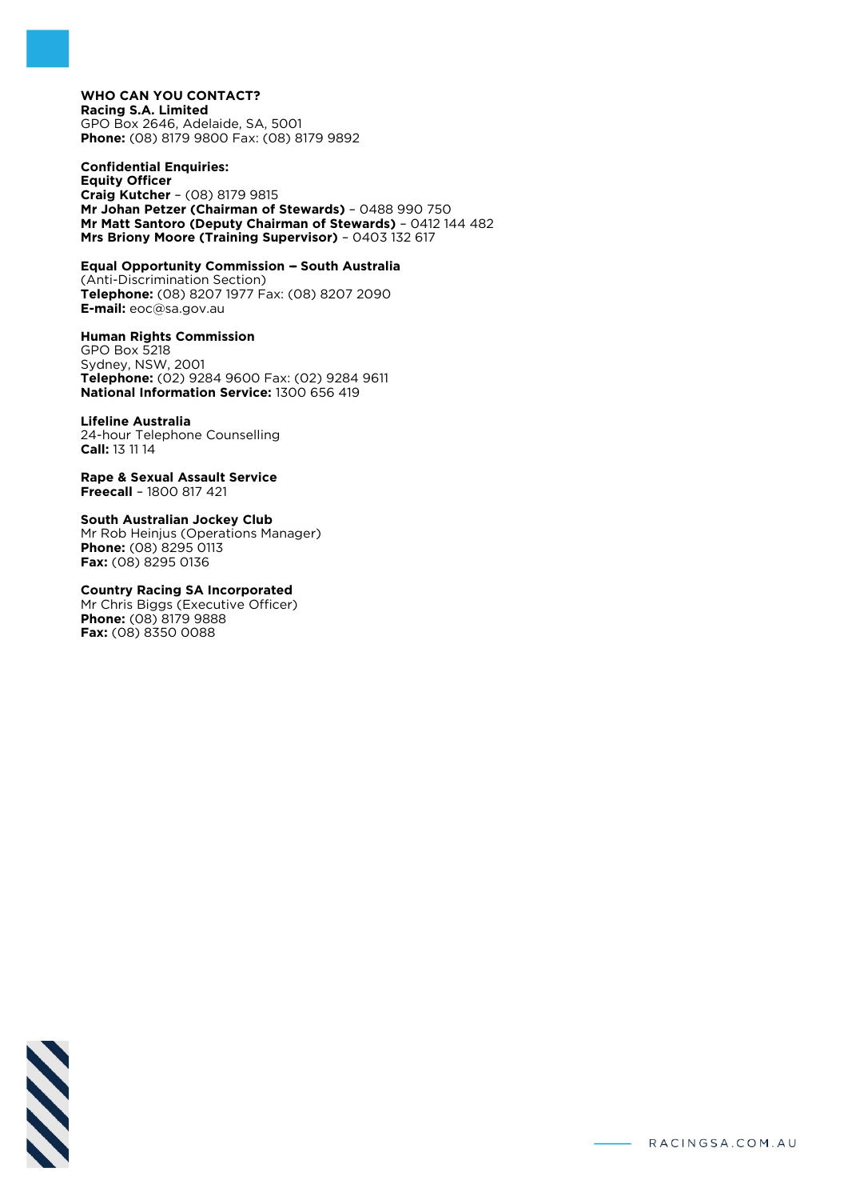**WHO CAN YOU CONTACT?**
**Racing S.A. Limited**
GPO Box 2646, Adelaide, SA, 5001
**Phone:** (08) 8179 9800 Fax: (08) 8179 9892

**Confidential Enquiries:**
**Equity Officer**
**Craig Kutcher** – (08) 8179 9815
**Mr Johan Petzer (Chairman of Stewards)** – 0488 990 750
**Mr Matt Santoro (Deputy Chairman of Stewards)** – 0412 144 482
**Mrs Briony Moore (Training Supervisor)** – 0403 132 617

**Equal Opportunity Commission – South Australia**
(Anti-Discrimination Section)
**Telephone:** (08) 8207 1977 Fax: (08) 8207 2090
**E-mail:** eoc@sa.gov.au

**Human Rights Commission**
GPO Box 5218
Sydney, NSW, 2001
**Telephone:** (02) 9284 9600 Fax: (02) 9284 9611
**National Information Service:** 1300 656 419

**Lifeline Australia**
24-hour Telephone Counselling
**Call:** 13 11 14

**Rape & Sexual Assault Service**
**Freecall** – 1800 817 421

**South Australian Jockey Club**
Mr Rob Heinjus (Operations Manager)
**Phone:** (08) 8295 0113
**Fax:** (08) 8295 0136

**Country Racing SA Incorporated**
Mr Chris Biggs (Executive Officer)
**Phone:** (08) 8179 9888
**Fax:** (08) 8350 0088